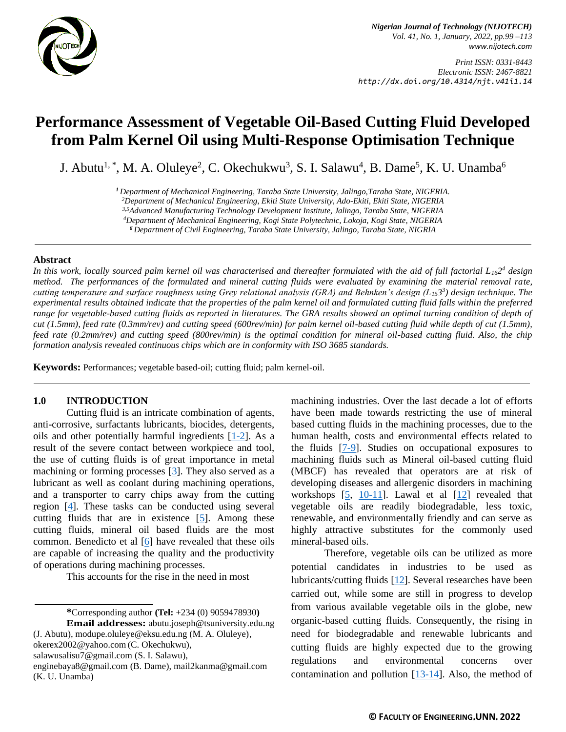# Performance Assessment of Vegetable Oil-Based Cutting Fluid Developed from Palm Kernel Oil using Multi-Response Optimisation Technique

J. Abutu[1,*], M. A. Oluleye[2], C. Okechukwu[3], S. I. Salawu[4], B. Dame[5], K. U. Unamba[6]

*[1] Department of Mechanical Engineering, Taraba State University, Jalingo,Taraba State, NIGERIA.*
*[2] Department of Mechanical Engineering, Ekiti State University, Ado-Ekiti, Ekiti State, NIGERIA*
*[3,5] Advanced Manufacturing Technology Development Institute, Jalingo, Taraba State, NIGERIA*
*[4] Department of Mechanical Engineering, Kogi State Polytechnic, Lokoja, Kogi State, NIGERIA*
*[6] Department of Civil Engineering, Taraba State University, Jalingo, Taraba State, NIGRIA*

## Abstract

*In this work, locally sourced palm kernel oil was characterised and thereafter formulated with the aid of full factorial $L_{16}2^4$ design method. The performances of the formulated and mineral cutting fluids were evaluated by examining the material removal rate, cutting temperature and surface roughness using Grey relational analysis (GRA) and Behnken's design ($L_{15}3^3$) design technique. The experimental results obtained indicate that the properties of the palm kernel oil and formulated cutting fluid falls within the preferred range for vegetable-based cutting fluids as reported in literatures. The GRA results showed an optimal turning condition of depth of cut (1.5mm), feed rate (0.3mm/rev) and cutting speed (600rev/min) for palm kernel oil-based cutting fluid while depth of cut (1.5mm), feed rate (0.2mm/rev) and cutting speed (800rev/min) is the optimal condition for mineral oil-based cutting fluid. Also, the chip formation analysis revealed continuous chips which are in conformity with ISO 3685 standards.*

**Keywords:** Performances; vegetable based-oil; cutting fluid; palm kernel-oil.

## 1.0 INTRODUCTION

Cutting fluid is an intricate combination of agents, anti-corrosive, surfactants lubricants, biocides, detergents, oils and other potentially harmful ingredients [1-2]. As a result of the severe contact between workpiece and tool, the use of cutting fluids is of great importance in metal machining or forming processes [3]. They also served as a lubricant as well as coolant during machining operations, and a transporter to carry chips away from the cutting region [4]. These tasks can be conducted using several cutting fluids that are in existence [5]. Among these cutting fluids, mineral oil based fluids are the most common. Benedicto et al [6] have revealed that these oils are capable of increasing the quality and the productivity of operations during machining processes.

This accounts for the rise in the need in most machining industries. Over the last decade a lot of efforts have been made towards restricting the use of mineral based cutting fluids in the machining processes, due to the human health, costs and environmental effects related to the fluids [7-9]. Studies on occupational exposures to machining fluids such as Mineral oil-based cutting fluid (MBCF) has revealed that operators are at risk of developing diseases and allergenic disorders in machining workshops [5, 10-11]. Lawal et al [12] revealed that vegetable oils are readily biodegradable, less toxic, renewable, and environmentally friendly and can serve as highly attractive substitutes for the commonly used mineral-based oils.

Therefore, vegetable oils can be utilized as more potential candidates in industries to be used as lubricants/cutting fluids [12]. Several researches have been carried out, while some are still in progress to develop from various available vegetable oils in the globe, new organic-based cutting fluids. Consequently, the rising in need for biodegradable and renewable lubricants and cutting fluids are highly expected due to the growing regulations and environmental concerns over contamination and pollution [13-14]. Also, the method of

**\*** Corresponding author **(Tel:** +234 (0) 9059478930**)**

**Email addresses:** abutu.joseph@tsuniversity.edu.ng (J. Abutu), modupe.oluleye@eksu.edu.ng (M. A. Oluleye), okerex2002@yahoo.com (C. Okechukwu), salawusalisu7@gmail.com (S. I. Salawu), enginebaya8@gmail.com (B. Dame), mail2kanma@gmail.com (K. U. Unamba)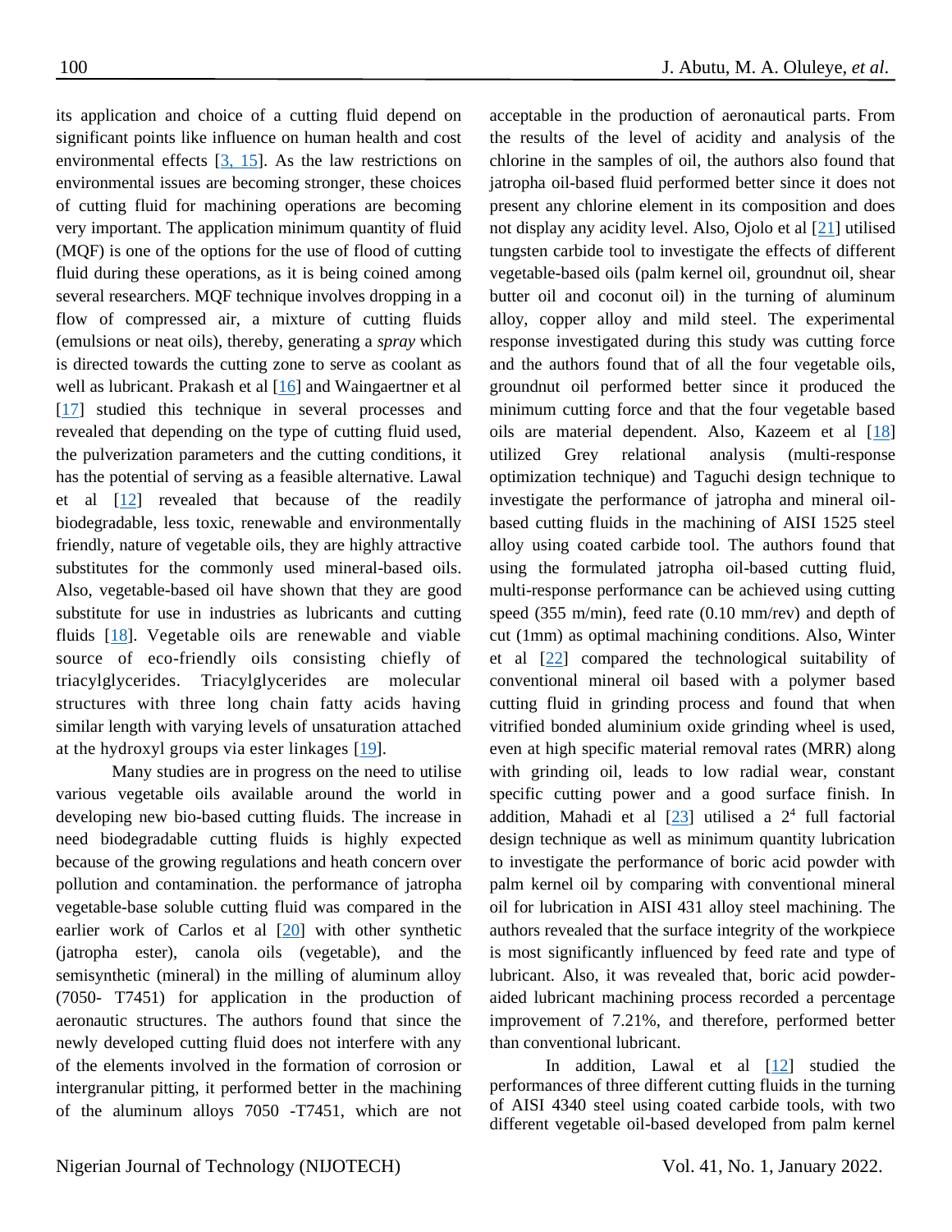its application and choice of a cutting fluid depend on significant points like influence on human health and cost environmental effects [3, 15]. As the law restrictions on environmental issues are becoming stronger, these choices of cutting fluid for machining operations are becoming very important. The application minimum quantity of fluid (MQF) is one of the options for the use of flood of cutting fluid during these operations, as it is being coined among several researchers. MQF technique involves dropping in a flow of compressed air, a mixture of cutting fluids (emulsions or neat oils), thereby, generating a *spray* which is directed towards the cutting zone to serve as coolant as well as lubricant. Prakash et al [16] and Waingaertner et al [17] studied this technique in several processes and revealed that depending on the type of cutting fluid used, the pulverization parameters and the cutting conditions, it has the potential of serving as a feasible alternative. Lawal et al [12] revealed that because of the readily biodegradable, less toxic, renewable and environmentally friendly, nature of vegetable oils, they are highly attractive substitutes for the commonly used mineral-based oils. Also, vegetable-based oil have shown that they are good substitute for use in industries as lubricants and cutting fluids [18]. Vegetable oils are renewable and viable source of eco-friendly oils consisting chiefly of triacylglycerides. Triacylglycerides are molecular structures with three long chain fatty acids having similar length with varying levels of unsaturation attached at the hydroxyl groups via ester linkages [19].

Many studies are in progress on the need to utilise various vegetable oils available around the world in developing new bio-based cutting fluids. The increase in need biodegradable cutting fluids is highly expected because of the growing regulations and heath concern over pollution and contamination. the performance of jatropha vegetable-base soluble cutting fluid was compared in the earlier work of Carlos et al [20] with other synthetic (jatropha ester), canola oils (vegetable), and the semisynthetic (mineral) in the milling of aluminum alloy (7050- T7451) for application in the production of aeronautic structures. The authors found that since the newly developed cutting fluid does not interfere with any of the elements involved in the formation of corrosion or intergranular pitting, it performed better in the machining of the aluminum alloys 7050 -T7451, which are not acceptable in the production of aeronautical parts. From the results of the level of acidity and analysis of the chlorine in the samples of oil, the authors also found that jatropha oil-based fluid performed better since it does not present any chlorine element in its composition and does not display any acidity level. Also, Ojolo et al [21] utilised tungsten carbide tool to investigate the effects of different vegetable-based oils (palm kernel oil, groundnut oil, shear butter oil and coconut oil) in the turning of aluminum alloy, copper alloy and mild steel. The experimental response investigated during this study was cutting force and the authors found that of all the four vegetable oils, groundnut oil performed better since it produced the minimum cutting force and that the four vegetable based oils are material dependent. Also, Kazeem et al [18] utilized Grey relational analysis (multi-response optimization technique) and Taguchi design technique to investigate the performance of jatropha and mineral oil-based cutting fluids in the machining of AISI 1525 steel alloy using coated carbide tool. The authors found that using the formulated jatropha oil-based cutting fluid, multi-response performance can be achieved using cutting speed (355 m/min), feed rate (0.10 mm/rev) and depth of cut (1mm) as optimal machining conditions. Also, Winter et al [22] compared the technological suitability of conventional mineral oil based with a polymer based cutting fluid in grinding process and found that when vitrified bonded aluminium oxide grinding wheel is used, even at high specific material removal rates (MRR) along with grinding oil, leads to low radial wear, constant specific cutting power and a good surface finish. In addition, Mahadi et al [23] utilised a $2^4$ full factorial design technique as well as minimum quantity lubrication to investigate the performance of boric acid powder with palm kernel oil by comparing with conventional mineral oil for lubrication in AISI 431 alloy steel machining. The authors revealed that the surface integrity of the workpiece is most significantly influenced by feed rate and type of lubricant. Also, it was revealed that, boric acid powder-aided lubricant machining process recorded a percentage improvement of 7.21%, and therefore, performed better than conventional lubricant.

In addition, Lawal et al [12] studied the performances of three different cutting fluids in the turning of AISI 4340 steel using coated carbide tools, with two different vegetable oil-based developed from palm kernel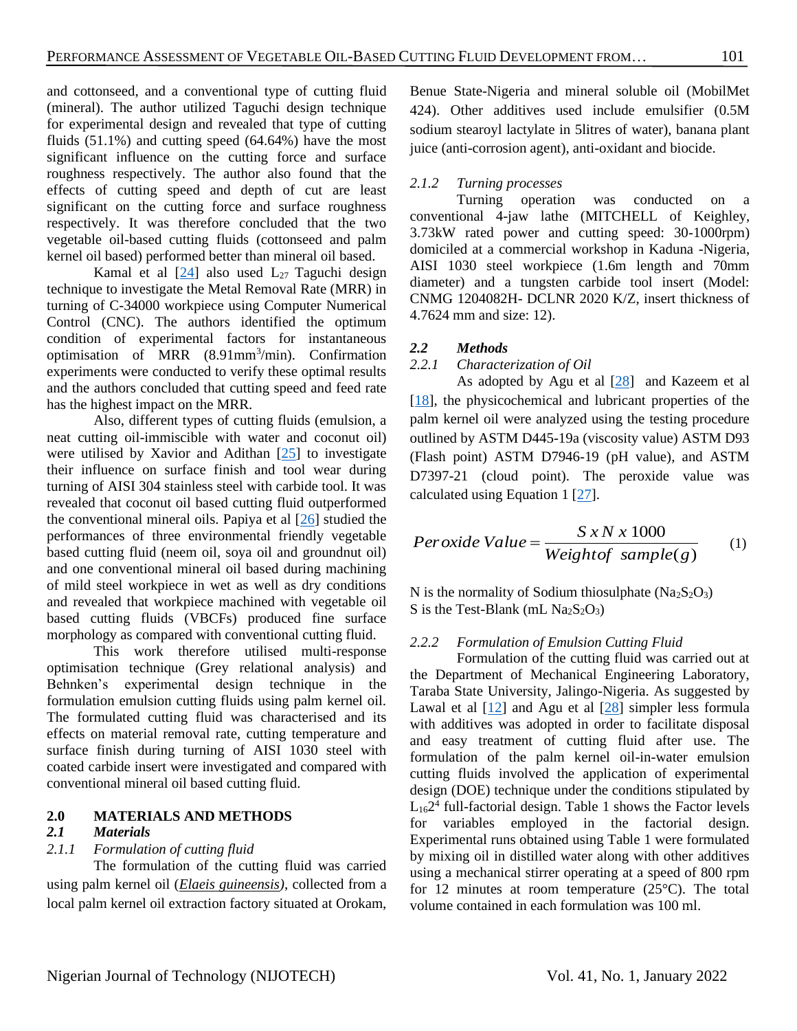and cottonseed, and a conventional type of cutting fluid (mineral). The author utilized Taguchi design technique for experimental design and revealed that type of cutting fluids (51.1%) and cutting speed (64.64%) have the most significant influence on the cutting force and surface roughness respectively. The author also found that the effects of cutting speed and depth of cut are least significant on the cutting force and surface roughness respectively. It was therefore concluded that the two vegetable oil-based cutting fluids (cottonseed and palm kernel oil based) performed better than mineral oil based.

Kamal et al [24] also used $L_{27}$ Taguchi design technique to investigate the Metal Removal Rate (MRR) in turning of C-34000 workpiece using Computer Numerical Control (CNC). The authors identified the optimum condition of experimental factors for instantaneous optimisation of MRR (8.91mm$^3$/min). Confirmation experiments were conducted to verify these optimal results and the authors concluded that cutting speed and feed rate has the highest impact on the MRR.

Also, different types of cutting fluids (emulsion, a neat cutting oil-immiscible with water and coconut oil) were utilised by Xavior and Adithan [25] to investigate their influence on surface finish and tool wear during turning of AISI 304 stainless steel with carbide tool. It was revealed that coconut oil based cutting fluid outperformed the conventional mineral oils. Papiya et al [26] studied the performances of three environmental friendly vegetable based cutting fluid (neem oil, soya oil and groundnut oil) and one conventional mineral oil based during machining of mild steel workpiece in wet as well as dry conditions and revealed that workpiece machined with vegetable oil based cutting fluids (VBCFs) produced fine surface morphology as compared with conventional cutting fluid.

This work therefore utilised multi-response optimisation technique (Grey relational analysis) and Behnken's experimental design technique in the formulation emulsion cutting fluids using palm kernel oil. The formulated cutting fluid was characterised and its effects on material removal rate, cutting temperature and surface finish during turning of AISI 1030 steel with coated carbide insert were investigated and compared with conventional mineral oil based cutting fluid.

## 2.0 MATERIALS AND METHODS

### *2.1 Materials*

#### *2.1.1 Formulation of cutting fluid*

The formulation of the cutting fluid was carried using palm kernel oil (*Elaeis guineensis)*, collected from a local palm kernel oil extraction factory situated at Orokam, Benue State-Nigeria and mineral soluble oil (MobilMet 424). Other additives used include emulsifier (0.5M sodium stearoyl lactylate in 5litres of water), banana plant juice (anti-corrosion agent), anti-oxidant and biocide.

#### *2.1.2 Turning processes*

Turning operation was conducted on a conventional 4-jaw lathe (MITCHELL of Keighley, 3.73kW rated power and cutting speed: 30-1000rpm) domiciled at a commercial workshop in Kaduna -Nigeria, AISI 1030 steel workpiece (1.6m length and 70mm diameter) and a tungsten carbide tool insert (Model: CNMG 1204082H- DCLNR 2020 K/Z, insert thickness of 4.7624 mm and size: 12).

### *2.2 Methods*

#### *2.2.1 Characterization of Oil*

As adopted by Agu et al [28] and Kazeem et al [18], the physicochemical and lubricant properties of the palm kernel oil were analyzed using the testing procedure outlined by ASTM D445-19a (viscosity value) ASTM D93 (Flash point) ASTM D7946-19 (pH value), and ASTM D7397-21 (cloud point). The peroxide value was calculated using Equation 1 [27].

$$Peroxide\ Value = \frac{S \times N \times 1000}{Weight\ of\ sample(g)} \qquad (1)$$

N is the normality of Sodium thiosulphate ($Na_2S_2O_3$)
S is the Test-Blank (mL $Na_2S_2O_3$)

#### *2.2.2 Formulation of Emulsion Cutting Fluid*

Formulation of the cutting fluid was carried out at the Department of Mechanical Engineering Laboratory, Taraba State University, Jalingo-Nigeria. As suggested by Lawal et al [12] and Agu et al [28] simpler less formula with additives was adopted in order to facilitate disposal and easy treatment of cutting fluid after use. The formulation of the palm kernel oil-in-water emulsion cutting fluids involved the application of experimental design (DOE) technique under the conditions stipulated by $L_{16}2^4$ full-factorial design. Table 1 shows the Factor levels for variables employed in the factorial design. Experimental runs obtained using Table 1 were formulated by mixing oil in distilled water along with other additives using a mechanical stirrer operating at a speed of 800 rpm for 12 minutes at room temperature (25°C). The total volume contained in each formulation was 100 ml.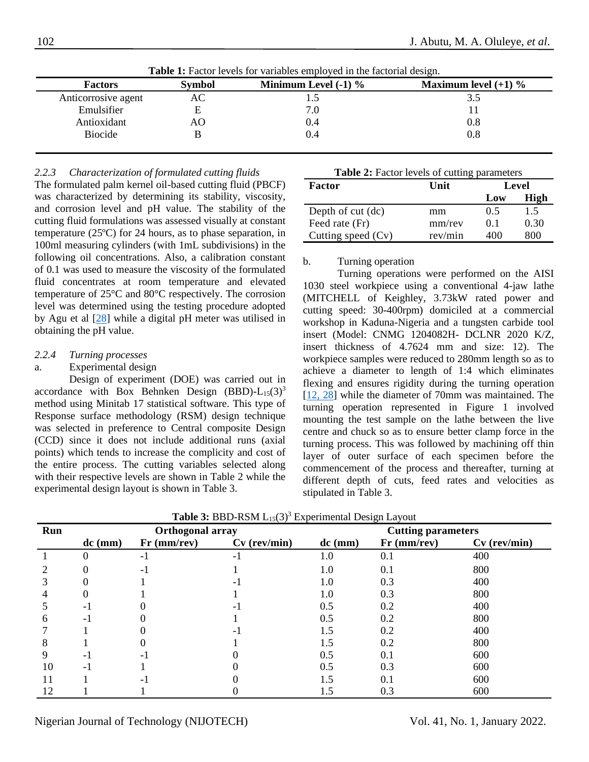**Table 1:** Factor levels for variables employed in the factorial design.

| Factors | Symbol | Minimum Level (-1) % | Maximum level (+1) % |
|---|---|---|---|
| Anticorrosive agent | AC | 1.5 | 3.5 |
| Emulsifier | E | 7.0 | 11 |
| Antioxidant | AO | 0.4 | 0.8 |
| Biocide | B | 0.4 | 0.8 |

### 2.2.3 *Characterization of formulated cutting fluids*

The formulated palm kernel oil-based cutting fluid (PBCF) was characterized by determining its stability, viscosity, and corrosion level and pH value. The stability of the cutting fluid formulations was assessed visually at constant temperature (25ºC) for 24 hours, as to phase separation, in 100ml measuring cylinders (with 1mL subdivisions) in the following oil concentrations. Also, a calibration constant of 0.1 was used to measure the viscosity of the formulated fluid concentrates at room temperature and elevated temperature of 25°C and 80°C respectively. The corrosion level was determined using the testing procedure adopted by Agu et al [28] while a digital pH meter was utilised in obtaining the pH value.

### 2.2.4 *Turning processes*

a. Experimental design

Design of experiment (DOE) was carried out in accordance with Box Behnken Design (BBD)-$L_{15}(3)^3$ method using Minitab 17 statistical software. This type of Response surface methodology (RSM) design technique was selected in preference to Central composite Design (CCD) since it does not include additional runs (axial points) which tends to increase the complicity and cost of the entire process. The cutting variables selected along with their respective levels are shown in Table 2 while the experimental design layout is shown in Table 3.

**Table 2:** Factor levels of cutting parameters

| Factor | Unit | Level | |
|---|---|---|---|
| | | Low | High |
| Depth of cut (dc) | mm | 0.5 | 1.5 |
| Feed rate (Fr) | mm/rev | 0.1 | 0.30 |
| Cutting speed (Cv) | rev/min | 400 | 800 |

b. Turning operation

Turning operations were performed on the AISI 1030 steel workpiece using a conventional 4-jaw lathe (MITCHELL of Keighley, 3.73kW rated power and cutting speed: 30-400rpm) domiciled at a commercial workshop in Kaduna-Nigeria and a tungsten carbide tool insert (Model: CNMG 1204082H- DCLNR 2020 K/Z, insert thickness of 4.7624 mm and size: 12). The workpiece samples were reduced to 280mm length so as to achieve a diameter to length of 1:4 which eliminates flexing and ensures rigidity during the turning operation [12, 28] while the diameter of 70mm was maintained. The turning operation represented in Figure 1 involved mounting the test sample on the lathe between the live centre and chuck so as to ensure better clamp force in the turning process. This was followed by machining off thin layer of outer surface of each specimen before the commencement of the process and thereafter, turning at different depth of cuts, feed rates and velocities as stipulated in Table 3.

**Table 3:** BBD-RSM $L_{15}(3)^3$ Experimental Design Layout

| Run | Orthogonal array | | | Cutting parameters | | |
|---|---|---|---|---|---|---|
| | dc (mm) | Fr (mm/rev) | Cv (rev/min) | dc (mm) | Fr (mm/rev) | Cv (rev/min) |
| 1 | 0 | -1 | -1 | 1.0 | 0.1 | 400 |
| 2 | 0 | -1 | 1 | 1.0 | 0.1 | 800 |
| 3 | 0 | 1 | -1 | 1.0 | 0.3 | 400 |
| 4 | 0 | 1 | 1 | 1.0 | 0.3 | 800 |
| 5 | -1 | 0 | -1 | 0.5 | 0.2 | 400 |
| 6 | -1 | 0 | 1 | 0.5 | 0.2 | 800 |
| 7 | 1 | 0 | -1 | 1.5 | 0.2 | 400 |
| 8 | 1 | 0 | 1 | 1.5 | 0.2 | 800 |
| 9 | -1 | -1 | 0 | 0.5 | 0.1 | 600 |
| 10 | -1 | 1 | 0 | 0.5 | 0.3 | 600 |
| 11 | 1 | -1 | 0 | 1.5 | 0.1 | 600 |
| 12 | 1 | 1 | 0 | 1.5 | 0.3 | 600 |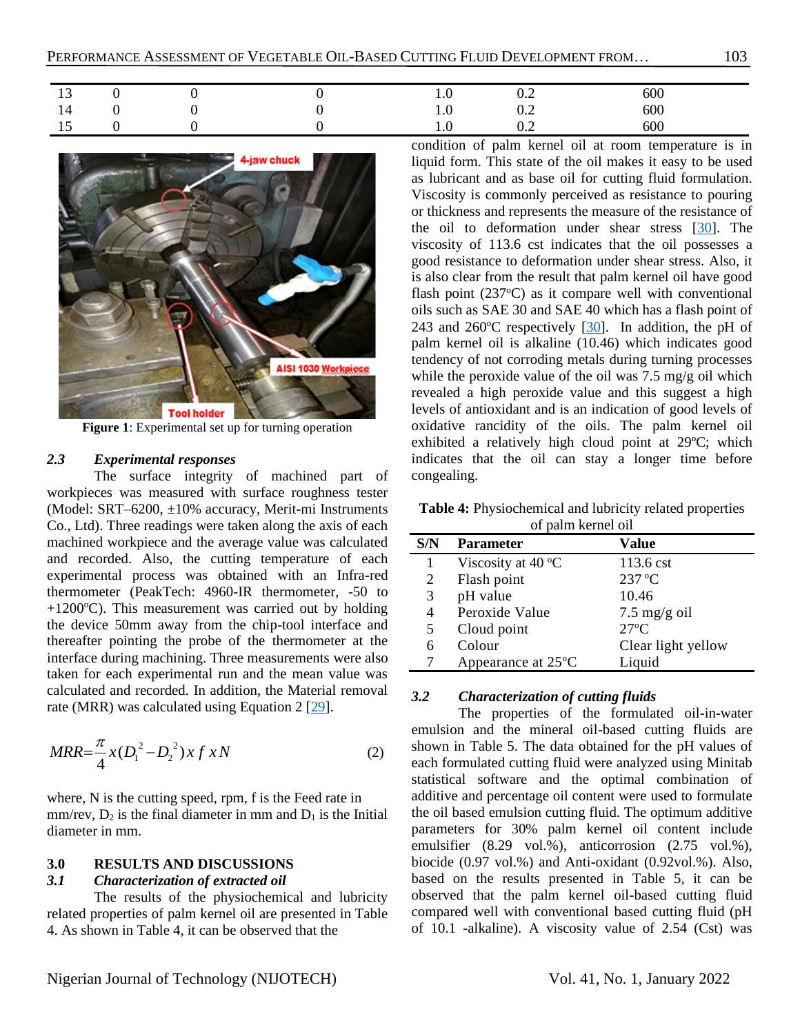| 13 | 0 | 0 | 0 | 1.0 | 0.2 | 600 |
|---|---|---|---|---|---|---|
| 14 | 0 | 0 | 0 | 1.0 | 0.2 | 600 |
| 15 | 0 | 0 | 0 | 1.0 | 0.2 | 600 |

**Figure 1**: Experimental set up for turning operation

### *2.3 Experimental responses*

The surface integrity of machined part of workpieces was measured with surface roughness tester (Model: SRT–6200, ±10% accuracy, Merit-mi Instruments Co., Ltd). Three readings were taken along the axis of each machined workpiece and the average value was calculated and recorded. Also, the cutting temperature of each experimental process was obtained with an Infra-red thermometer (PeakTech: 4960-IR thermometer, -50 to +1200°C). This measurement was carried out by holding the device 50mm away from the chip-tool interface and thereafter pointing the probe of the thermometer at the interface during machining. Three measurements were also taken for each experimental run and the mean value was calculated and recorded. In addition, the Material removal rate (MRR) was calculated using Equation 2 [29].

$$MRR = \frac{\pi}{4} x (D_1^2 - D_2^2) x \, f \, x N \tag{2}$$

where, N is the cutting speed, rpm, f is the Feed rate in mm/rev, $D_2$ is the final diameter in mm and $D_1$ is the Initial diameter in mm.

## 3.0 RESULTS AND DISCUSSIONS

### *3.1 Characterization of extracted oil*

The results of the physiochemical and lubricity related properties of palm kernel oil are presented in Table 4. As shown in Table 4, it can be observed that the condition of palm kernel oil at room temperature is in liquid form. This state of the oil makes it easy to be used as lubricant and as base oil for cutting fluid formulation. Viscosity is commonly perceived as resistance to pouring or thickness and represents the measure of the resistance of the oil to deformation under shear stress [30]. The viscosity of 113.6 cst indicates that the oil possesses a good resistance to deformation under shear stress. Also, it is also clear from the result that palm kernel oil have good flash point (237°C) as it compare well with conventional oils such as SAE 30 and SAE 40 which has a flash point of 243 and 260°C respectively [30]. In addition, the pH of palm kernel oil is alkaline (10.46) which indicates good tendency of not corroding metals during turning processes while the peroxide value of the oil was 7.5 mg/g oil which revealed a high peroxide value and this suggest a high levels of antioxidant and is an indication of good levels of oxidative rancidity of the oils. The palm kernel oil exhibited a relatively high cloud point at 29°C; which indicates that the oil can stay a longer time before congealing.

**Table 4:** Physiochemical and lubricity related properties of palm kernel oil

| S/N | Parameter | Value |
|---|---|---|
| 1 | Viscosity at 40 °C | 113.6 cst |
| 2 | Flash point | 237 °C |
| 3 | pH value | 10.46 |
| 4 | Peroxide Value | 7.5 mg/g oil |
| 5 | Cloud point | 27°C |
| 6 | Colour | Clear light yellow |
| 7 | Appearance at 25°C | Liquid |

### *3.2 Characterization of cutting fluids*

The properties of the formulated oil-in-water emulsion and the mineral oil-based cutting fluids are shown in Table 5. The data obtained for the pH values of each formulated cutting fluid were analyzed using Minitab statistical software and the optimal combination of additive and percentage oil content were used to formulate the oil based emulsion cutting fluid. The optimum additive parameters for 30% palm kernel oil content include emulsifier (8.29 vol.%), anticorrosion (2.75 vol.%), biocide (0.97 vol.%) and Anti-oxidant (0.92vol.%). Also, based on the results presented in Table 5, it can be observed that the palm kernel oil-based cutting fluid compared well with conventional based cutting fluid (pH of 10.1 -alkaline). A viscosity value of 2.54 (Cst) was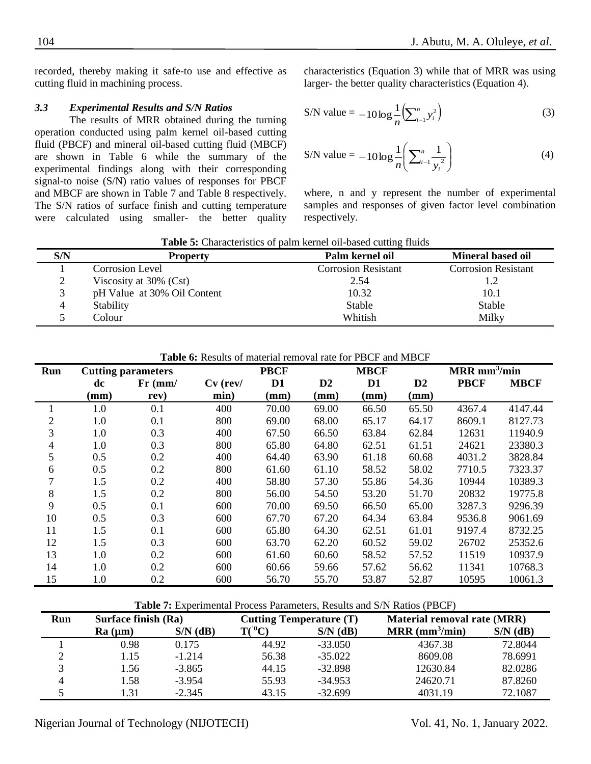recorded, thereby making it safe-to use and effective as cutting fluid in machining process.

### *3.3 Experimental Results and S/N Ratios*

The results of MRR obtained during the turning operation conducted using palm kernel oil-based cutting fluid (PBCF) and mineral oil-based cutting fluid (MBCF) are shown in Table 6 while the summary of the experimental findings along with their corresponding signal-to noise (S/N) ratio values of responses for PBCF and MBCF are shown in Table 7 and Table 8 respectively. The S/N ratios of surface finish and cutting temperature were calculated using smaller- the better quality characteristics (Equation 3) while that of MRR was using larger- the better quality characteristics (Equation 4).

$$\text{S/N value} = -10\log\frac{1}{n}\left(\sum_{i=1}^{n} y_i^2\right) \tag{3}$$

$$\text{S/N value} = -10\log\frac{1}{n}\left(\sum_{i=1}^{n} \frac{1}{y_i^{\,2}}\right) \tag{4}$$

where, n and y represent the number of experimental samples and responses of given factor level combination respectively.

**Table 5:** Characteristics of palm kernel oil-based cutting fluids

| S/N | Property | Palm kernel oil | Mineral based oil |
|---|---|---|---|
| 1 | Corrosion Level | Corrosion Resistant | Corrosion Resistant |
| 2 | Viscosity at 30% (Cst) | 2.54 | 1.2 |
| 3 | pH Value at 30% Oil Content | 10.32 | 10.1 |
| 4 | Stability | Stable | Stable |
| 5 | Colour | Whitish | Milky |

**Table 6:** Results of material removal rate for PBCF and MBCF

| Run | Cutting parameters | | | PBCF | | MBCF | | MRR $mm^3$/min | |
|---|---|---|---|---|---|---|---|---|---|
| | dc (mm) | Fr (mm/ rev) | Cv (rev/ min) | D1 (mm) | D2 (mm) | D1 (mm) | D2 (mm) | PBCF | MBCF |
| 1 | 1.0 | 0.1 | 400 | 70.00 | 69.00 | 66.50 | 65.50 | 4367.4 | 4147.44 |
| 2 | 1.0 | 0.1 | 800 | 69.00 | 68.00 | 65.17 | 64.17 | 8609.1 | 8127.73 |
| 3 | 1.0 | 0.3 | 400 | 67.50 | 66.50 | 63.84 | 62.84 | 12631 | 11940.9 |
| 4 | 1.0 | 0.3 | 800 | 65.80 | 64.80 | 62.51 | 61.51 | 24621 | 23380.3 |
| 5 | 0.5 | 0.2 | 400 | 64.40 | 63.90 | 61.18 | 60.68 | 4031.2 | 3828.84 |
| 6 | 0.5 | 0.2 | 800 | 61.60 | 61.10 | 58.52 | 58.02 | 7710.5 | 7323.37 |
| 7 | 1.5 | 0.2 | 400 | 58.80 | 57.30 | 55.86 | 54.36 | 10944 | 10389.3 |
| 8 | 1.5 | 0.2 | 800 | 56.00 | 54.50 | 53.20 | 51.70 | 20832 | 19775.8 |
| 9 | 0.5 | 0.1 | 600 | 70.00 | 69.50 | 66.50 | 65.00 | 3287.3 | 9296.39 |
| 10 | 0.5 | 0.3 | 600 | 67.70 | 67.20 | 64.34 | 63.84 | 9536.8 | 9061.69 |
| 11 | 1.5 | 0.1 | 600 | 65.80 | 64.30 | 62.51 | 61.01 | 9197.4 | 8732.25 |
| 12 | 1.5 | 0.3 | 600 | 63.70 | 62.20 | 60.52 | 59.02 | 26702 | 25352.6 |
| 13 | 1.0 | 0.2 | 600 | 61.60 | 60.60 | 58.52 | 57.52 | 11519 | 10937.9 |
| 14 | 1.0 | 0.2 | 600 | 60.66 | 59.66 | 57.62 | 56.62 | 11341 | 10768.3 |
| 15 | 1.0 | 0.2 | 600 | 56.70 | 55.70 | 53.87 | 52.87 | 10595 | 10061.3 |

**Table 7:** Experimental Process Parameters, Results and S/N Ratios (PBCF)

| Run | Surface finish (Ra) | | Cutting Temperature (T) | | Material removal rate (MRR) | |
|---|---|---|---|---|---|---|
| | Ra (μm) | S/N (dB) | T(°C) | S/N (dB) | MRR ($mm^3$/min) | S/N (dB) |
| 1 | 0.98 | 0.175 | 44.92 | -33.050 | 4367.38 | 72.8044 |
| 2 | 1.15 | -1.214 | 56.38 | -35.022 | 8609.08 | 78.6991 |
| 3 | 1.56 | -3.865 | 44.15 | -32.898 | 12630.84 | 82.0286 |
| 4 | 1.58 | -3.954 | 55.93 | -34.953 | 24620.71 | 87.8260 |
| 5 | 1.31 | -2.345 | 43.15 | -32.699 | 4031.19 | 72.1087 |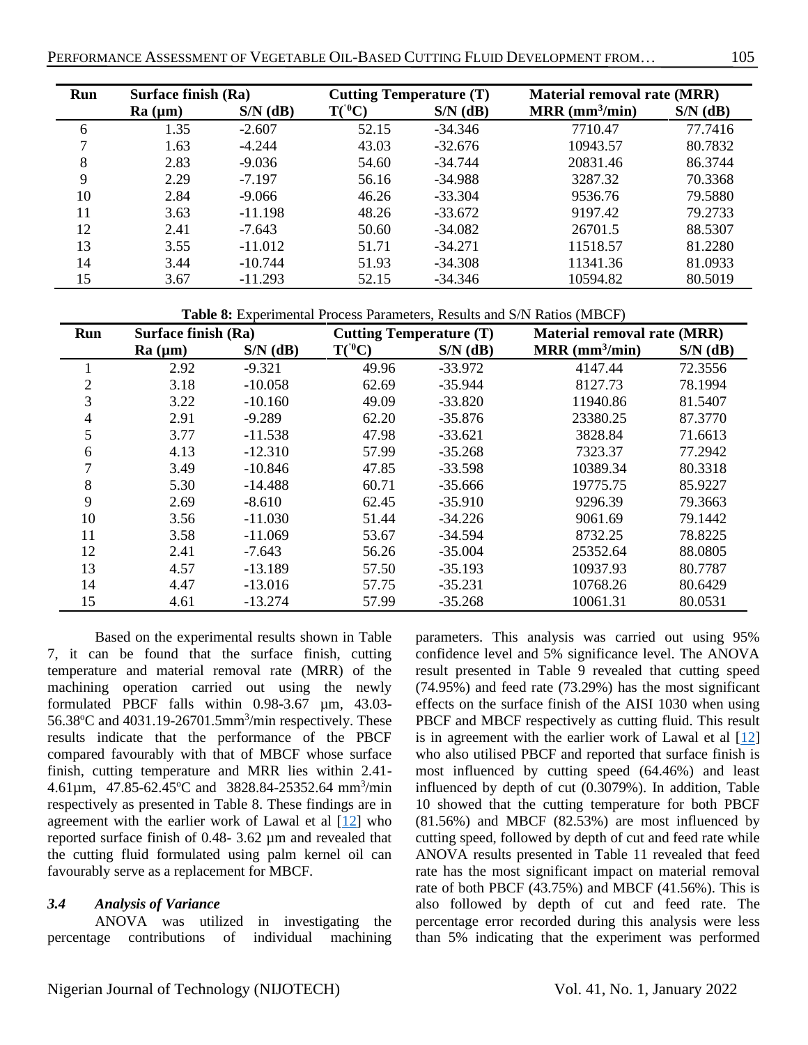| Run | Surface finish (Ra) | | Cutting Temperature (T) | | Material removal rate (MRR) | |
|---|---|---|---|---|---|---|
| | Ra (µm) | S/N (dB) | T(°C) | S/N (dB) | MRR ($mm^3$/min) | S/N (dB) |
| 6 | 1.35 | -2.607 | 52.15 | -34.346 | 7710.47 | 77.7416 |
| 7 | 1.63 | -4.244 | 43.03 | -32.676 | 10943.57 | 80.7832 |
| 8 | 2.83 | -9.036 | 54.60 | -34.744 | 20831.46 | 86.3744 |
| 9 | 2.29 | -7.197 | 56.16 | -34.988 | 3287.32 | 70.3368 |
| 10 | 2.84 | -9.066 | 46.26 | -33.304 | 9536.76 | 79.5880 |
| 11 | 3.63 | -11.198 | 48.26 | -33.672 | 9197.42 | 79.2733 |
| 12 | 2.41 | -7.643 | 50.60 | -34.082 | 26701.5 | 88.5307 |
| 13 | 3.55 | -11.012 | 51.71 | -34.271 | 11518.57 | 81.2280 |
| 14 | 3.44 | -10.744 | 51.93 | -34.308 | 11341.36 | 81.0933 |
| 15 | 3.67 | -11.293 | 52.15 | -34.346 | 10594.82 | 80.5019 |

**Table 8:** Experimental Process Parameters, Results and S/N Ratios (MBCF)

| Run | Surface finish (Ra) | | Cutting Temperature (T) | | Material removal rate (MRR) | |
|---|---|---|---|---|---|---|
| | Ra (µm) | S/N (dB) | T(°C) | S/N (dB) | MRR ($mm^3$/min) | S/N (dB) |
| 1 | 2.92 | -9.321 | 49.96 | -33.972 | 4147.44 | 72.3556 |
| 2 | 3.18 | -10.058 | 62.69 | -35.944 | 8127.73 | 78.1994 |
| 3 | 3.22 | -10.160 | 49.09 | -33.820 | 11940.86 | 81.5407 |
| 4 | 2.91 | -9.289 | 62.20 | -35.876 | 23380.25 | 87.3770 |
| 5 | 3.77 | -11.538 | 47.98 | -33.621 | 3828.84 | 71.6613 |
| 6 | 4.13 | -12.310 | 57.99 | -35.268 | 7323.37 | 77.2942 |
| 7 | 3.49 | -10.846 | 47.85 | -33.598 | 10389.34 | 80.3318 |
| 8 | 5.30 | -14.488 | 60.71 | -35.666 | 19775.75 | 85.9227 |
| 9 | 2.69 | -8.610 | 62.45 | -35.910 | 9296.39 | 79.3663 |
| 10 | 3.56 | -11.030 | 51.44 | -34.226 | 9061.69 | 79.1442 |
| 11 | 3.58 | -11.069 | 53.67 | -34.594 | 8732.25 | 78.8225 |
| 12 | 2.41 | -7.643 | 56.26 | -35.004 | 25352.64 | 88.0805 |
| 13 | 4.57 | -13.189 | 57.50 | -35.193 | 10937.93 | 80.7787 |
| 14 | 4.47 | -13.016 | 57.75 | -35.231 | 10768.26 | 80.6429 |
| 15 | 4.61 | -13.274 | 57.99 | -35.268 | 10061.31 | 80.0531 |

Based on the experimental results shown in Table 7, it can be found that the surface finish, cutting temperature and material removal rate (MRR) of the machining operation carried out using the newly formulated PBCF falls within 0.98-3.67 µm, 43.03-56.38°C and 4031.19-26701.5$mm^3$/min respectively. These results indicate that the performance of the PBCF compared favourably with that of MBCF whose surface finish, cutting temperature and MRR lies within 2.41-4.61µm, 47.85-62.45°C and 3828.84-25352.64 $mm^3$/min respectively as presented in Table 8. These findings are in agreement with the earlier work of Lawal et al [12] who reported surface finish of 0.48- 3.62 µm and revealed that the cutting fluid formulated using palm kernel oil can favourably serve as a replacement for MBCF.

### *3.4 Analysis of Variance*

ANOVA was utilized in investigating the percentage contributions of individual machining parameters. This analysis was carried out using 95% confidence level and 5% significance level. The ANOVA result presented in Table 9 revealed that cutting speed (74.95%) and feed rate (73.29%) has the most significant effects on the surface finish of the AISI 1030 when using PBCF and MBCF respectively as cutting fluid. This result is in agreement with the earlier work of Lawal et al [12] who also utilised PBCF and reported that surface finish is most influenced by cutting speed (64.46%) and least influenced by depth of cut (0.3079%). In addition, Table 10 showed that the cutting temperature for both PBCF (81.56%) and MBCF (82.53%) are most influenced by cutting speed, followed by depth of cut and feed rate while ANOVA results presented in Table 11 revealed that feed rate has the most significant impact on material removal rate of both PBCF (43.75%) and MBCF (41.56%). This is also followed by depth of cut and feed rate. The percentage error recorded during this analysis were less than 5% indicating that the experiment was performed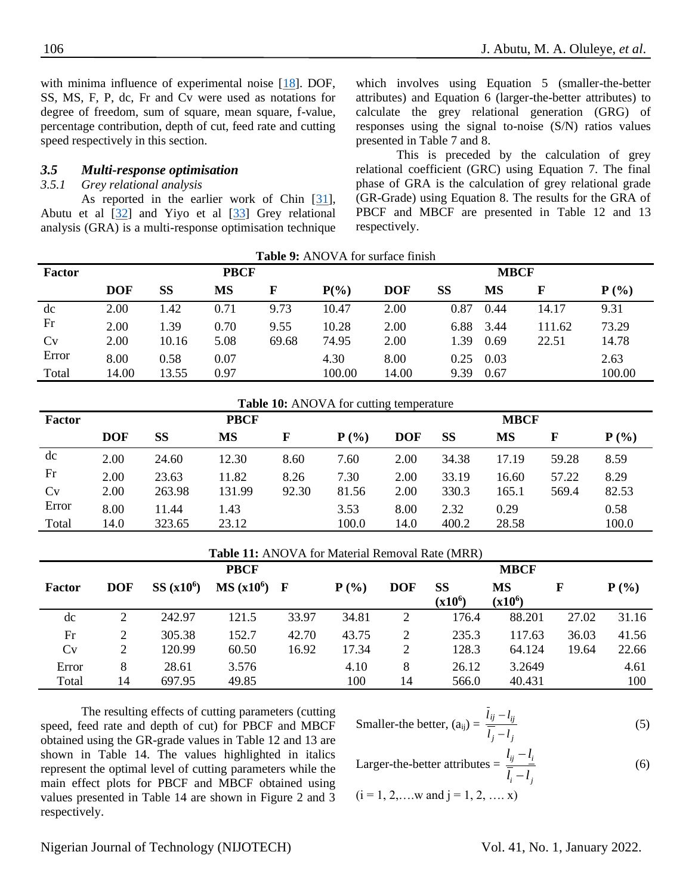with minima influence of experimental noise [18]. DOF, SS, MS, F, P, dc, Fr and Cv were used as notations for degree of freedom, sum of square, mean square, f-value, percentage contribution, depth of cut, feed rate and cutting speed respectively in this section.

### *3.5 Multi-response optimisation*

#### *3.5.1 Grey relational analysis*

As reported in the earlier work of Chin [31], Abutu et al [32] and Yiyo et al [33] Grey relational analysis (GRA) is a multi-response optimisation technique which involves using Equation 5 (smaller-the-better attributes) and Equation 6 (larger-the-better attributes) to calculate the grey relational generation (GRG) of responses using the signal to-noise (S/N) ratios values presented in Table 7 and 8.

This is preceded by the calculation of grey relational coefficient (GRC) using Equation 7. The final phase of GRA is the calculation of grey relational grade (GR-Grade) using Equation 8. The results for the GRA of PBCF and MBCF are presented in Table 12 and 13 respectively.

**Table 9:** ANOVA for surface finish

| Factor | PBCF | | | | | MBCF | | | | |
|---|---|---|---|---|---|---|---|---|---|---|
| | **DOF** | **SS** | **MS** | **F** | **P(%)** | **DOF** | **SS** | **MS** | **F** | **P (%)** |
| dc | 2.00 | 1.42 | 0.71 | 9.73 | 10.47 | 2.00 | 0.87 | 0.44 | 14.17 | 9.31 |
| Fr | 2.00 | 1.39 | 0.70 | 9.55 | 10.28 | 2.00 | 6.88 | 3.44 | 111.62 | 73.29 |
| Cv | 2.00 | 10.16 | 5.08 | 69.68 | 74.95 | 2.00 | 1.39 | 0.69 | 22.51 | 14.78 |
| Error | 8.00 | 0.58 | 0.07 | | 4.30 | 8.00 | 0.25 | 0.03 | | 2.63 |
| Total | 14.00 | 13.55 | 0.97 | | 100.00 | 14.00 | 9.39 | 0.67 | | 100.00 |

**Table 10:** ANOVA for cutting temperature

| Factor | PBCF | | | | | MBCF | | | | |
|---|---|---|---|---|---|---|---|---|---|---|
| | **DOF** | **SS** | **MS** | **F** | **P (%)** | **DOF** | **SS** | **MS** | **F** | **P (%)** |
| dc | 2.00 | 24.60 | 12.30 | 8.60 | 7.60 | 2.00 | 34.38 | 17.19 | 59.28 | 8.59 |
| Fr | 2.00 | 23.63 | 11.82 | 8.26 | 7.30 | 2.00 | 33.19 | 16.60 | 57.22 | 8.29 |
| Cv | 2.00 | 263.98 | 131.99 | 92.30 | 81.56 | 2.00 | 330.3 | 165.1 | 569.4 | 82.53 |
| Error | 8.00 | 11.44 | 1.43 | | 3.53 | 8.00 | 2.32 | 0.29 | | 0.58 |
| Total | 14.0 | 323.65 | 23.12 | | 100.0 | 14.0 | 400.2 | 28.58 | | 100.0 |

**Table 11:** ANOVA for Material Removal Rate (MRR)

| | PBCF | | | | | MBCF | | | | |
|---|---|---|---|---|---|---|---|---|---|---|
| **Factor** | **DOF** | **SS ($x10^6$)** | **MS ($x10^6$)** | **F** | **P (%)** | **DOF** | **SS ($x10^6$)** | **MS ($x10^6$)** | **F** | **P (%)** |
| dc | 2 | 242.97 | 121.5 | 33.97 | 34.81 | 2 | 176.4 | 88.201 | 27.02 | 31.16 |
| Fr | 2 | 305.38 | 152.7 | 42.70 | 43.75 | 2 | 235.3 | 117.63 | 36.03 | 41.56 |
| Cv | 2 | 120.99 | 60.50 | 16.92 | 17.34 | 2 | 128.3 | 64.124 | 19.64 | 22.66 |
| Error | 8 | 28.61 | 3.576 | | 4.10 | 8 | 26.12 | 3.2649 | | 4.61 |
| Total | 14 | 697.95 | 49.85 | | 100 | 14 | 566.0 | 40.431 | | 100 |

The resulting effects of cutting parameters (cutting speed, feed rate and depth of cut) for PBCF and MBCF obtained using the GR-grade values in Table 12 and 13 are shown in Table 14. The values highlighted in italics represent the optimal level of cutting parameters while the main effect plots for PBCF and MBCF obtained using values presented in Table 14 are shown in Figure 2 and 3 respectively.

$$\text{Smaller-the better, } (a_{ij}) = \frac{\bar{l}_{ij} - l_{ij}}{\bar{l}_j - l_j} \tag{5}$$

$$\text{Larger-the-better attributes} = \frac{l_{ij} - \underline{l}_i}{\bar{l}_i - l_j} \tag{6}$$

$(i = 1, 2, \ldots. w \text{ and } j = 1, 2, \ldots. x)$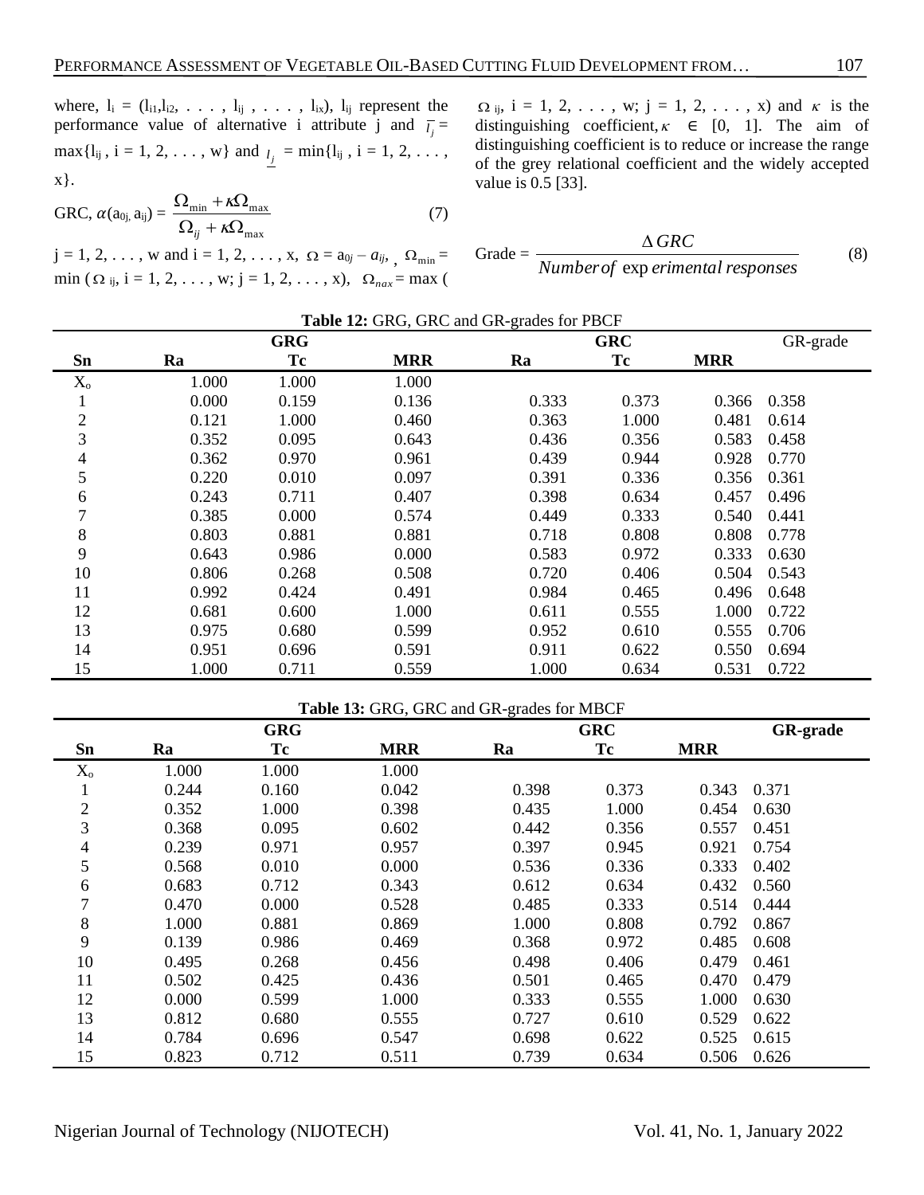where, $l_i = (l_{i1}, l_{i2}, \ldots, l_{ij}, \ldots, l_{ix})$, $l_{ij}$ represent the performance value of alternative i attribute j and $\overline{l_j} = \max\{l_{ij}, i = 1, 2, \ldots, w\}$ and $\underline{l_j} = \min\{l_{ij}, i = 1, 2, \ldots, x\}$.

$$\text{GRC, } \alpha(a_{0j}, a_{ij}) = \frac{\Omega_{\min} + \kappa\Omega_{\max}}{\Omega_{ij} + \kappa\Omega_{\max}} \tag{7}$$

$j = 1, 2, \ldots, w$ and $i = 1, 2, \ldots, x$, $\Omega = a_{0j} - a_{ij}$, $\Omega_{\min} = \min(\Omega_{ij}, i = 1, 2, \ldots, w; j = 1, 2, \ldots, x)$, $\Omega_{nax} = \max(\Omega_{ij}, i = 1, 2, \ldots, w; j = 1, 2, \ldots, x)$ and $\kappa$ is the distinguishing coefficient, $\kappa \in [0, 1]$. The aim of distinguishing coefficient is to reduce or increase the range of the grey relational coefficient and the widely accepted value is 0.5 [33].

$$\text{Grade} = \frac{\Delta GRC}{Number\,of\ \exp erimental\,responses} \tag{8}$$

**Table 12:** GRG, GRC and GR-grades for PBCF

| | GRG | | | GRC | | | GR-grade |
|---|---|---|---|---|---|---|---|
| **Sn** | **Ra** | **Tc** | **MRR** | **Ra** | **Tc** | **MRR** | |
| $X_o$ | 1.000 | 1.000 | 1.000 | | | | |
| 1 | 0.000 | 0.159 | 0.136 | 0.333 | 0.373 | 0.366 | 0.358 |
| 2 | 0.121 | 1.000 | 0.460 | 0.363 | 1.000 | 0.481 | 0.614 |
| 3 | 0.352 | 0.095 | 0.643 | 0.436 | 0.356 | 0.583 | 0.458 |
| 4 | 0.362 | 0.970 | 0.961 | 0.439 | 0.944 | 0.928 | 0.770 |
| 5 | 0.220 | 0.010 | 0.097 | 0.391 | 0.336 | 0.356 | 0.361 |
| 6 | 0.243 | 0.711 | 0.407 | 0.398 | 0.634 | 0.457 | 0.496 |
| 7 | 0.385 | 0.000 | 0.574 | 0.449 | 0.333 | 0.540 | 0.441 |
| 8 | 0.803 | 0.881 | 0.881 | 0.718 | 0.808 | 0.808 | 0.778 |
| 9 | 0.643 | 0.986 | 0.000 | 0.583 | 0.972 | 0.333 | 0.630 |
| 10 | 0.806 | 0.268 | 0.508 | 0.720 | 0.406 | 0.504 | 0.543 |
| 11 | 0.992 | 0.424 | 0.491 | 0.984 | 0.465 | 0.496 | 0.648 |
| 12 | 0.681 | 0.600 | 1.000 | 0.611 | 0.555 | 1.000 | 0.722 |
| 13 | 0.975 | 0.680 | 0.599 | 0.952 | 0.610 | 0.555 | 0.706 |
| 14 | 0.951 | 0.696 | 0.591 | 0.911 | 0.622 | 0.550 | 0.694 |
| 15 | 1.000 | 0.711 | 0.559 | 1.000 | 0.634 | 0.531 | 0.722 |

**Table 13:** GRG, GRC and GR-grades for MBCF

| | GRG | | | GRC | | | **GR-grade** |
|---|---|---|---|---|---|---|---|
| **Sn** | **Ra** | **Tc** | **MRR** | **Ra** | **Tc** | **MRR** | |
| $X_o$ | 1.000 | 1.000 | 1.000 | | | | |
| 1 | 0.244 | 0.160 | 0.042 | 0.398 | 0.373 | 0.343 | 0.371 |
| 2 | 0.352 | 1.000 | 0.398 | 0.435 | 1.000 | 0.454 | 0.630 |
| 3 | 0.368 | 0.095 | 0.602 | 0.442 | 0.356 | 0.557 | 0.451 |
| 4 | 0.239 | 0.971 | 0.957 | 0.397 | 0.945 | 0.921 | 0.754 |
| 5 | 0.568 | 0.010 | 0.000 | 0.536 | 0.336 | 0.333 | 0.402 |
| 6 | 0.683 | 0.712 | 0.343 | 0.612 | 0.634 | 0.432 | 0.560 |
| 7 | 0.470 | 0.000 | 0.528 | 0.485 | 0.333 | 0.514 | 0.444 |
| 8 | 1.000 | 0.881 | 0.869 | 1.000 | 0.808 | 0.792 | 0.867 |
| 9 | 0.139 | 0.986 | 0.469 | 0.368 | 0.972 | 0.485 | 0.608 |
| 10 | 0.495 | 0.268 | 0.456 | 0.498 | 0.406 | 0.479 | 0.461 |
| 11 | 0.502 | 0.425 | 0.436 | 0.501 | 0.465 | 0.470 | 0.479 |
| 12 | 0.000 | 0.599 | 1.000 | 0.333 | 0.555 | 1.000 | 0.630 |
| 13 | 0.812 | 0.680 | 0.555 | 0.727 | 0.610 | 0.529 | 0.622 |
| 14 | 0.784 | 0.696 | 0.547 | 0.698 | 0.622 | 0.525 | 0.615 |
| 15 | 0.823 | 0.712 | 0.511 | 0.739 | 0.634 | 0.506 | 0.626 |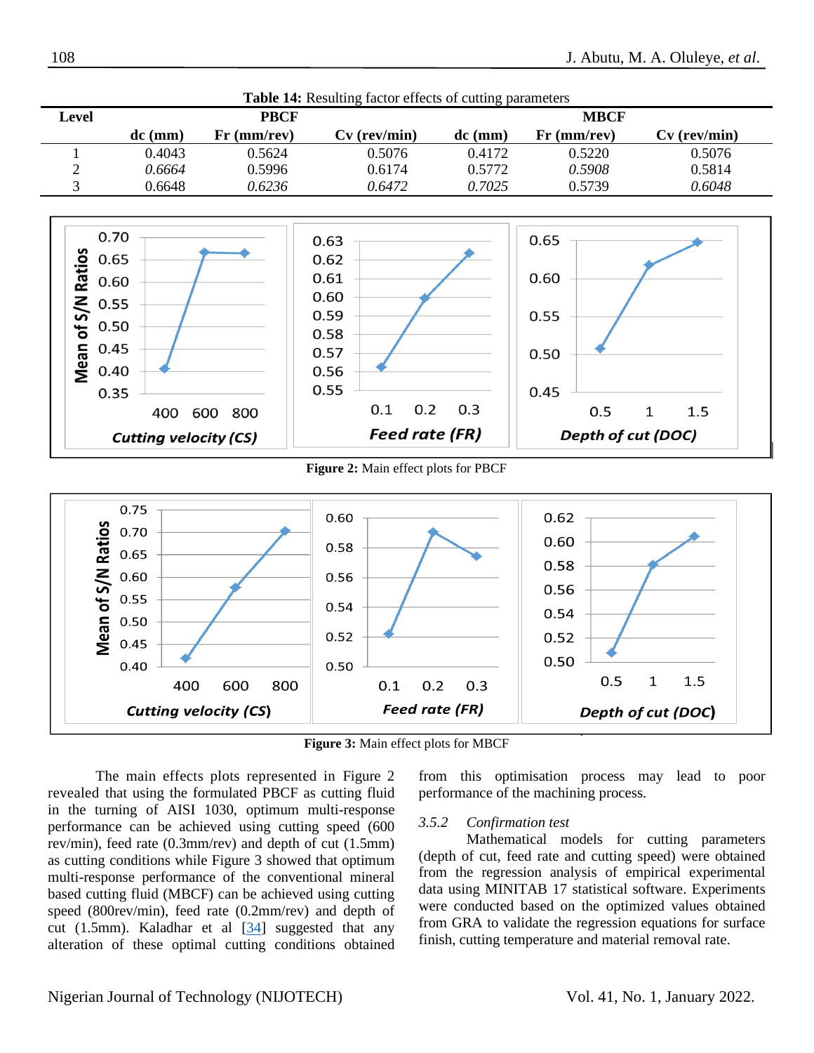**Table 14:** Resulting factor effects of cutting parameters

| Level | PBCF | | | MBCF | | |
|---|---|---|---|---|---|---|
| | dc (mm) | Fr (mm/rev) | Cv (rev/min) | dc (mm) | Fr (mm/rev) | Cv (rev/min) |
| 1 | 0.4043 | 0.5624 | 0.5076 | 0.4172 | 0.5220 | 0.5076 |
| 2 | *0.6664* | 0.5996 | 0.6174 | 0.5772 | *0.5908* | 0.5814 |
| 3 | 0.6648 | *0.6236* | *0.6472* | *0.7025* | 0.5739 | *0.6048* |

**Figure 2:** Main effect plots for PBCF

**Figure 3:** Main effect plots for MBCF

The main effects plots represented in Figure 2 revealed that using the formulated PBCF as cutting fluid in the turning of AISI 1030, optimum multi-response performance can be achieved using cutting speed (600 rev/min), feed rate (0.3mm/rev) and depth of cut (1.5mm) as cutting conditions while Figure 3 showed that optimum multi-response performance of the conventional mineral based cutting fluid (MBCF) can be achieved using cutting speed (800rev/min), feed rate (0.2mm/rev) and depth of cut (1.5mm). Kaladhar et al [34] suggested that any alteration of these optimal cutting conditions obtained from this optimisation process may lead to poor performance of the machining process.

### 3.5.2 *Confirmation test*

Mathematical models for cutting parameters (depth of cut, feed rate and cutting speed) were obtained from the regression analysis of empirical experimental data using MINITAB 17 statistical software. Experiments were conducted based on the optimized values obtained from GRA to validate the regression equations for surface finish, cutting temperature and material removal rate.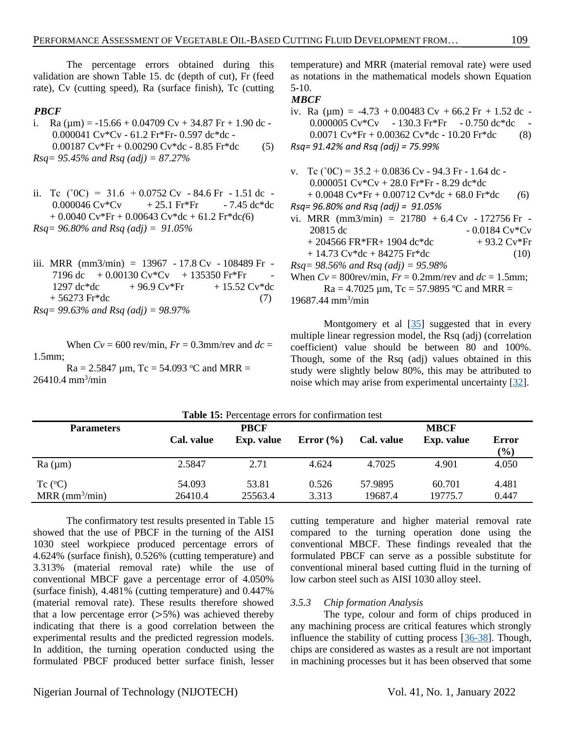The percentage errors obtained during this validation are shown Table 15. dc (depth of cut), Fr (feed rate), Cv (cutting speed), Ra (surface finish), Tc (cutting temperature) and MRR (material removal rate) were used as notations in the mathematical models shown Equation 5-10.

***PBCF***

i. $$Ra\ (\mu m) = -15.66 + 0.04709\ Cv + 34.87\ Fr + 1.90\ dc - 0.000041\ Cv*Cv - 61.2\ Fr*Fr - 0.597\ dc*dc - 0.00187\ Cv*Fr + 0.00290\ Cv*dc - 8.85\ Fr*dc \quad (5)$$

*Rsq= 95.45% and Rsq (adj) = 87.27%*

ii. $$Tc\ (^{\circ}0C) = 31.6 + 0.0752\ Cv - 84.6\ Fr - 1.51\ dc - 0.000046\ Cv*Cv + 25.1\ Fr*Fr - 7.45\ dc*dc + 0.0040\ Cv*Fr + 0.00643\ Cv*dc + 61.2\ Fr*dc \quad (6)$$

*Rsq= 96.80% and Rsq (adj) = 91.05%*

iii. $$MRR\ (mm3/min) = 13967 - 17.8\ Cv - 108489\ Fr - 7196\ dc + 0.00130\ Cv*Cv + 135350\ Fr*Fr - 1297\ dc*dc + 96.9\ Cv*Fr + 15.52\ Cv*dc + 56273\ Fr*dc \quad (7)$$

*Rsq= 99.63% and Rsq (adj) = 98.97%*

When $Cv$ = 600 rev/min, $Fr$ = 0.3mm/rev and $dc$ = 1.5mm;

Ra = 2.5847 μm, Tc = 54.093 $^{o}$C and MRR = 26410.4 mm$^{3}$/min

***MBCF***

iv. $$Ra\ (\mu m) = -4.73 + 0.00483\ Cv + 66.2\ Fr + 1.52\ dc - 0.000005\ Cv*Cv - 130.3\ Fr*Fr - 0.750\ dc*dc - 0.0071\ Cv*Fr + 0.00362\ Cv*dc - 10.20\ Fr*dc \quad (8)$$

*Rsq= 91.42% and Rsq (adj) = 75.99%*

v. $$Tc\ (^{\circ}0C) = 35.2 + 0.0836\ Cv - 94.3\ Fr - 1.64\ dc - 0.000051\ Cv*Cv + 28.0\ Fr*Fr - 8.29\ dc*dc + 0.0048\ Cv*Fr + 0.00712\ Cv*dc + 68.0\ Fr*dc \quad (6)$$

*Rsq= 96.80% and Rsq (adj) = 91.05%*

vi. $$MRR\ (mm3/min) = 21780 + 6.4\ Cv - 172756\ Fr - 20815\ dc - 0.0184\ Cv*Cv + 204566\ FR*FR + 1904\ dc*dc + 93.2\ Cv*Fr + 14.73\ Cv*dc + 84275\ Fr*dc \quad (10)$$

*Rsq= 98.56% and Rsq (adj) = 95.98%*

When $Cv$ = 800rev/min, $Fr$ = 0.2mm/rev and $dc$ = 1.5mm;

Ra = 4.7025 μm, Tc = 57.9895 $^{o}$C and MRR = 19687.44 mm$^{3}$/min

Montgomery et al [35] suggested that in every multiple linear regression model, the Rsq (adj) (correlation coefficient) value should be between 80 and 100%. Though, some of the Rsq (adj) values obtained in this study were slightly below 80%, this may be attributed to noise which may arise from experimental uncertainty [32].

**Table 15:** Percentage errors for confirmation test

| Parameters | PBCF | | | MBCF | | |
|---|---|---|---|---|---|---|
| | Cal. value | Exp. value | Error (%) | Cal. value | Exp. value | Error (%) |
| Ra (μm) | 2.5847 | 2.71 | 4.624 | 4.7025 | 4.901 | 4.050 |
| Tc ($^{o}$C) | 54.093 | 53.81 | 0.526 | 57.9895 | 60.701 | 4.481 |
| MRR (mm$^{3}$/min) | 26410.4 | 25563.4 | 3.313 | 19687.4 | 19775.7 | 0.447 |

The confirmatory test results presented in Table 15 showed that the use of PBCF in the turning of the AISI 1030 steel workpiece produced percentage errors of 4.624% (surface finish), 0.526% (cutting temperature) and 3.313% (material removal rate) while the use of conventional MBCF gave a percentage error of 4.050% (surface finish), 4.481% (cutting temperature) and 0.447% (material removal rate). These results therefore showed that a low percentage error (>5%) was achieved thereby indicating that there is a good correlation between the experimental results and the predicted regression models. In addition, the turning operation conducted using the formulated PBCF produced better surface finish, lesser cutting temperature and higher material removal rate compared to the turning operation done using the conventional MBCF. These findings revealed that the formulated PBCF can serve as a possible substitute for conventional mineral based cutting fluid in the turning of low carbon steel such as AISI 1030 alloy steel.

### *3.5.3 Chip formation Analysis*

The type, colour and form of chips produced in any machining process are critical features which strongly influence the stability of cutting process [36-38]. Though, chips are considered as wastes as a result are not important in machining processes but it has been observed that some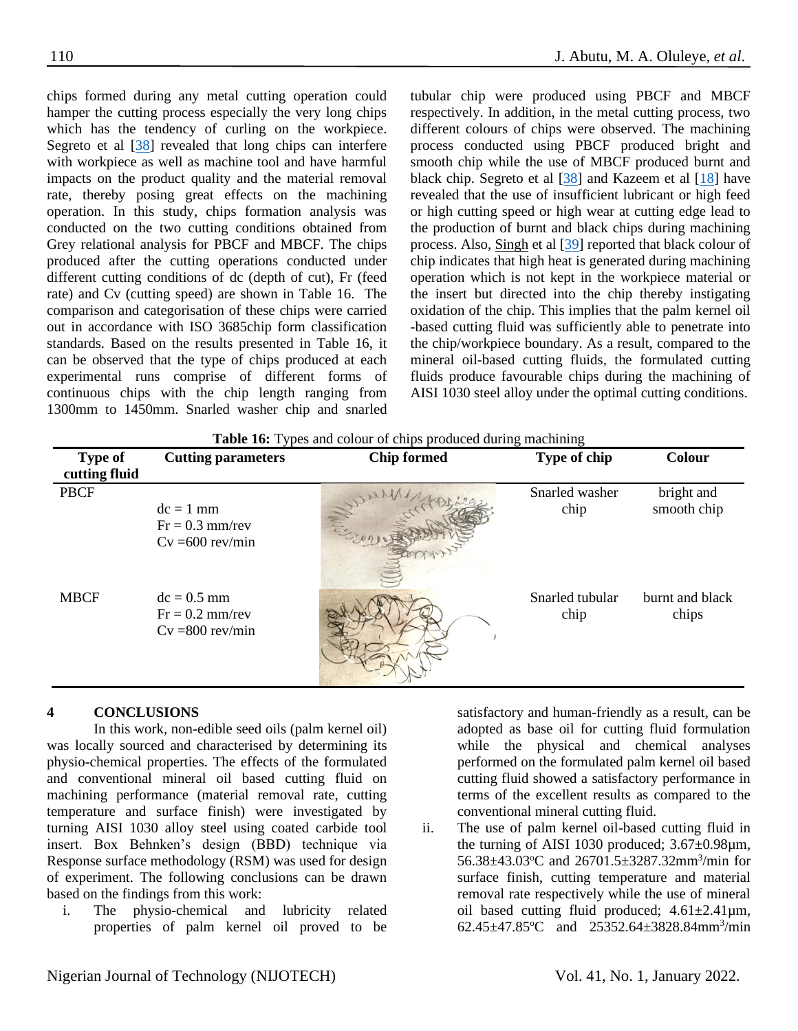chips formed during any metal cutting operation could hamper the cutting process especially the very long chips which has the tendency of curling on the workpiece. Segreto et al [38] revealed that long chips can interfere with workpiece as well as machine tool and have harmful impacts on the product quality and the material removal rate, thereby posing great effects on the machining operation. In this study, chips formation analysis was conducted on the two cutting conditions obtained from Grey relational analysis for PBCF and MBCF. The chips produced after the cutting operations conducted under different cutting conditions of dc (depth of cut), Fr (feed rate) and Cv (cutting speed) are shown in Table 16. The comparison and categorisation of these chips were carried out in accordance with ISO 3685chip form classification standards. Based on the results presented in Table 16, it can be observed that the type of chips produced at each experimental runs comprise of different forms of continuous chips with the chip length ranging from 1300mm to 1450mm. Snarled washer chip and snarled tubular chip were produced using PBCF and MBCF respectively. In addition, in the metal cutting process, two different colours of chips were observed. The machining process conducted using PBCF produced bright and smooth chip while the use of MBCF produced burnt and black chip. Segreto et al [38] and Kazeem et al [18] have revealed that the use of insufficient lubricant or high feed or high cutting speed or high wear at cutting edge lead to the production of burnt and black chips during machining process. Also, Singh et al [39] reported that black colour of chip indicates that high heat is generated during machining operation which is not kept in the workpiece material or the insert but directed into the chip thereby instigating oxidation of the chip. This implies that the palm kernel oil -based cutting fluid was sufficiently able to penetrate into the chip/workpiece boundary. As a result, compared to the mineral oil-based cutting fluids, the formulated cutting fluids produce favourable chips during the machining of AISI 1030 steel alloy under the optimal cutting conditions.

**Table 16:** Types and colour of chips produced during machining

| Type of cutting fluid | Cutting parameters | Chip formed | Type of chip | Colour |
|---|---|---|---|---|
| PBCF | dc = 1 mm<br>Fr = 0.3 mm/rev<br>Cv =600 rev/min | | Snarled washer chip | bright and smooth chip |
| MBCF | dc = 0.5 mm<br>Fr = 0.2 mm/rev<br>Cv =800 rev/min | | Snarled tubular chip | burnt and black chips |

## 4 CONCLUSIONS

In this work, non-edible seed oils (palm kernel oil) was locally sourced and characterised by determining its physio-chemical properties. The effects of the formulated and conventional mineral oil based cutting fluid on machining performance (material removal rate, cutting temperature and surface finish) were investigated by turning AISI 1030 alloy steel using coated carbide tool insert. Box Behnken's design (BBD) technique via Response surface methodology (RSM) was used for design of experiment. The following conclusions can be drawn based on the findings from this work:

i. The physio-chemical and lubricity related properties of palm kernel oil proved to be satisfactory and human-friendly as a result, can be adopted as base oil for cutting fluid formulation while the physical and chemical analyses performed on the formulated palm kernel oil based cutting fluid showed a satisfactory performance in terms of the excellent results as compared to the conventional mineral cutting fluid.

ii. The use of palm kernel oil-based cutting fluid in the turning of AISI 1030 produced; 3.67±0.98μm, 56.38±43.03°C and 26701.5±3287.32mm$^3$/min for surface finish, cutting temperature and material removal rate respectively while the use of mineral oil based cutting fluid produced; 4.61±2.41μm, 62.45±47.85°C and 25352.64±3828.84mm$^3$/min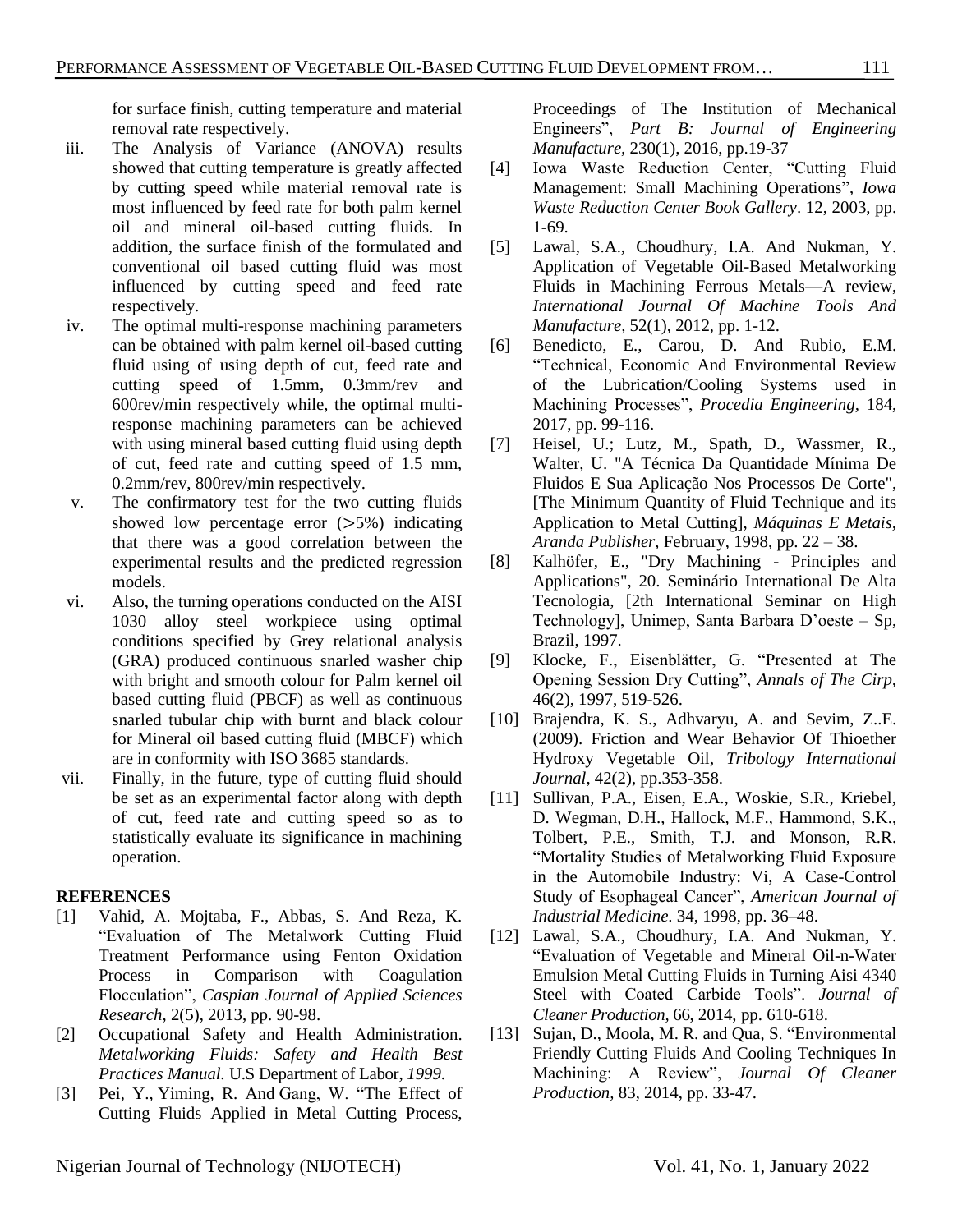for surface finish, cutting temperature and material removal rate respectively.

iii. The Analysis of Variance (ANOVA) results showed that cutting temperature is greatly affected by cutting speed while material removal rate is most influenced by feed rate for both palm kernel oil and mineral oil-based cutting fluids. In addition, the surface finish of the formulated and conventional oil based cutting fluid was most influenced by cutting speed and feed rate respectively.

iv. The optimal multi-response machining parameters can be obtained with palm kernel oil-based cutting fluid using of using depth of cut, feed rate and cutting speed of 1.5mm, 0.3mm/rev and 600rev/min respectively while, the optimal multi-response machining parameters can be achieved with using mineral based cutting fluid using depth of cut, feed rate and cutting speed of 1.5 mm, 0.2mm/rev, 800rev/min respectively.

v. The confirmatory test for the two cutting fluids showed low percentage error (>5%) indicating that there was a good correlation between the experimental results and the predicted regression models.

vi. Also, the turning operations conducted on the AISI 1030 alloy steel workpiece using optimal conditions specified by Grey relational analysis (GRA) produced continuous snarled washer chip with bright and smooth colour for Palm kernel oil based cutting fluid (PBCF) as well as continuous snarled tubular chip with burnt and black colour for Mineral oil based cutting fluid (MBCF) which are in conformity with ISO 3685 standards.

vii. Finally, in the future, type of cutting fluid should be set as an experimental factor along with depth of cut, feed rate and cutting speed so as to statistically evaluate its significance in machining operation.

## REFERENCES

[1] Vahid, A. Mojtaba, F., Abbas, S. And Reza, K. "Evaluation of The Metalwork Cutting Fluid Treatment Performance using Fenton Oxidation Process in Comparison with Coagulation Flocculation", *Caspian Journal of Applied Sciences Research*, 2(5), 2013, pp. 90-98.

[2] Occupational Safety and Health Administration. *Metalworking Fluids: Safety and Health Best Practices Manual.* U.S Department of Labor, *1999*.

[3] Pei, Y., Yiming, R. And Gang, W. "The Effect of Cutting Fluids Applied in Metal Cutting Process, Proceedings of The Institution of Mechanical Engineers", *Part B: Journal of Engineering Manufacture*, 230(1), 2016, pp.19-37

[4] Iowa Waste Reduction Center, "Cutting Fluid Management: Small Machining Operations", *Iowa Waste Reduction Center Book Gallery*. 12, 2003, pp. 1-69.

[5] Lawal, S.A., Choudhury, I.A. And Nukman, Y. Application of Vegetable Oil-Based Metalworking Fluids in Machining Ferrous Metals—A review, *International Journal Of Machine Tools And Manufacture*, 52(1), 2012, pp. 1-12.

[6] Benedicto, E., Carou, D. And Rubio, E.M. "Technical, Economic And Environmental Review of the Lubrication/Cooling Systems used in Machining Processes", *Procedia Engineering*, 184, 2017, pp. 99-116.

[7] Heisel, U.; Lutz, M., Spath, D., Wassmer, R., Walter, U. "A Técnica Da Quantidade Mínima De Fluidos E Sua Aplicação Nos Processos De Corte", [The Minimum Quantity of Fluid Technique and its Application to Metal Cutting], *Máquinas E Metais, Aranda Publisher*, February, 1998, pp. 22 – 38.

[8] Kalhöfer, E., "Dry Machining - Principles and Applications", 20. Seminário International De Alta Tecnologia, [2th International Seminar on High Technology], Unimep, Santa Barbara D'oeste – Sp, Brazil, 1997.

[9] Klocke, F., Eisenblätter, G. "Presented at The Opening Session Dry Cutting", *Annals of The Cirp*, 46(2), 1997, 519-526.

[10] Brajendra, K. S., Adhvaryu, A. and Sevim, Z..E. (2009). Friction and Wear Behavior Of Thioether Hydroxy Vegetable Oil, *Tribology International Journal*, 42(2), pp.353-358.

[11] Sullivan, P.A., Eisen, E.A., Woskie, S.R., Kriebel, D. Wegman, D.H., Hallock, M.F., Hammond, S.K., Tolbert, P.E., Smith, T.J. and Monson, R.R. "Mortality Studies of Metalworking Fluid Exposure in the Automobile Industry: Vi, A Case-Control Study of Esophageal Cancer", *American Journal of Industrial Medicine*. 34, 1998, pp. 36–48.

[12] Lawal, S.A., Choudhury, I.A. And Nukman, Y. "Evaluation of Vegetable and Mineral Oil-n-Water Emulsion Metal Cutting Fluids in Turning Aisi 4340 Steel with Coated Carbide Tools". *Journal of Cleaner Production*, 66, 2014, pp. 610-618.

[13] Sujan, D., Moola, M. R. and Qua, S. "Environmental Friendly Cutting Fluids And Cooling Techniques In Machining: A Review", *Journal Of Cleaner Production*, 83, 2014, pp. 33-47.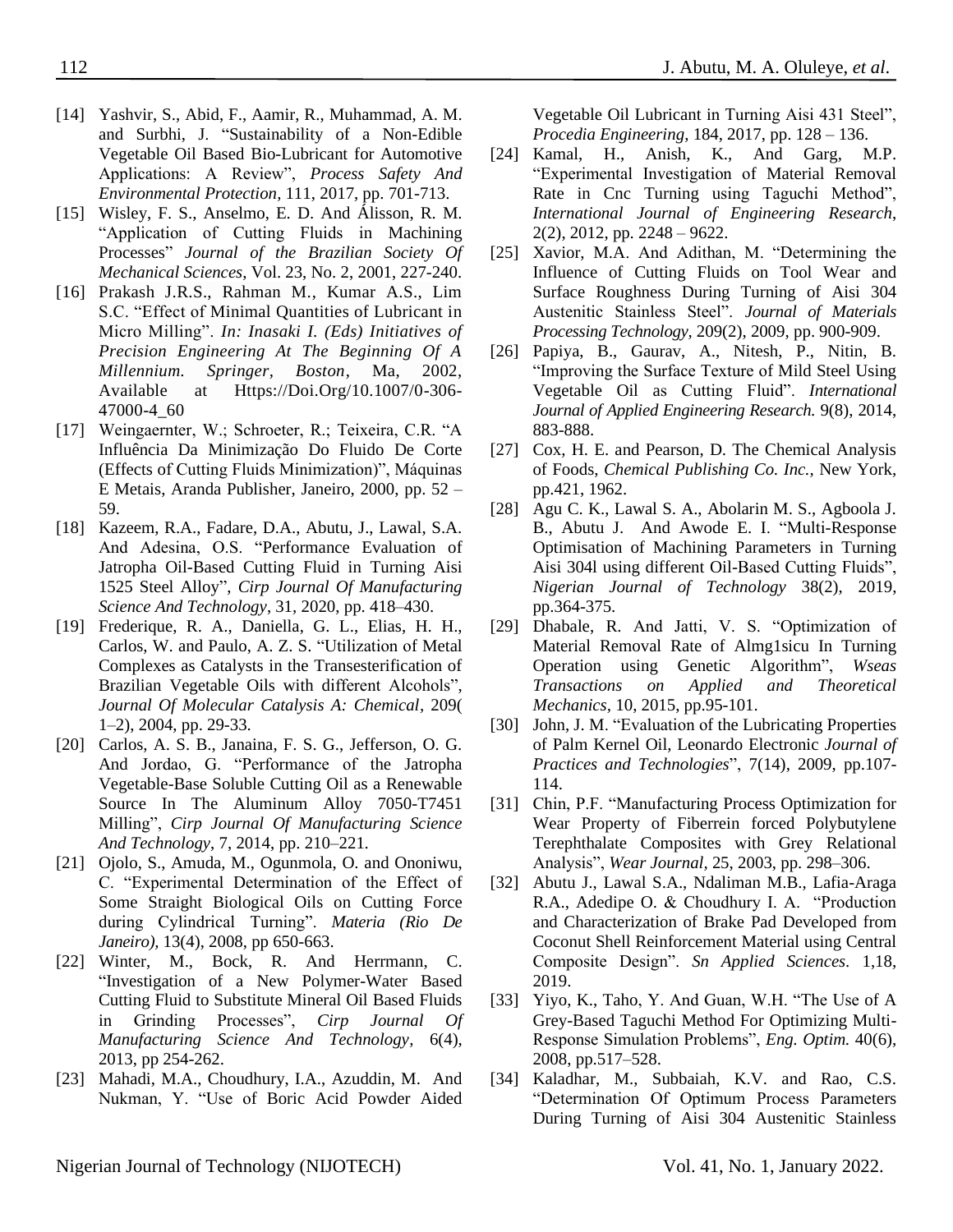[14] Yashvir, S., Abid, F., Aamir, R., Muhammad, A. M. and Surbhi, J. "Sustainability of a Non-Edible Vegetable Oil Based Bio-Lubricant for Automotive Applications: A Review", *Process Safety And Environmental Protection*, 111, 2017, pp. 701-713.

[15] Wisley, F. S., Anselmo, E. D. And Álisson, R. M. "Application of Cutting Fluids in Machining Processes" *Journal of the Brazilian Society Of Mechanical Sciences*, Vol. 23, No. 2, 2001, 227-240.

[16] Prakash J.R.S., Rahman M., Kumar A.S., Lim S.C. "Effect of Minimal Quantities of Lubricant in Micro Milling". *In: Inasaki I. (Eds) Initiatives of Precision Engineering At The Beginning Of A Millennium. Springer, Boston*, Ma, 2002, Available at Https://Doi.Org/10.1007/0-306-47000-4_60

[17] Weingaernter, W.; Schroeter, R.; Teixeira, C.R. "A Influência Da Minimização Do Fluido De Corte (Effects of Cutting Fluids Minimization)", Máquinas E Metais, Aranda Publisher, Janeiro, 2000, pp. 52 – 59.

[18] Kazeem, R.A., Fadare, D.A., Abutu, J., Lawal, S.A. And Adesina, O.S. "Performance Evaluation of Jatropha Oil-Based Cutting Fluid in Turning Aisi 1525 Steel Alloy", *Cirp Journal Of Manufacturing Science And Technology*, 31, 2020, pp. 418–430.

[19] Frederique, R. A., Daniella, G. L., Elias, H. H., Carlos, W. and Paulo, A. Z. S. "Utilization of Metal Complexes as Catalysts in the Transesterification of Brazilian Vegetable Oils with different Alcohols", *Journal Of Molecular Catalysis A: Chemical*, 209( 1–2), 2004, pp. 29-33.

[20] Carlos, A. S. B., Janaina, F. S. G., Jefferson, O. G. And Jordao, G. "Performance of the Jatropha Vegetable-Base Soluble Cutting Oil as a Renewable Source In The Aluminum Alloy 7050-T7451 Milling", *Cirp Journal Of Manufacturing Science And Technology*, 7, 2014, pp. 210–221.

[21] Ojolo, S., Amuda, M., Ogunmola, O. and Ononiwu, C. "Experimental Determination of the Effect of Some Straight Biological Oils on Cutting Force during Cylindrical Turning". *Materia (Rio De Janeiro)*, 13(4), 2008, pp 650-663.

[22] Winter, M., Bock, R. And Herrmann, C. "Investigation of a New Polymer-Water Based Cutting Fluid to Substitute Mineral Oil Based Fluids in Grinding Processes", *Cirp Journal Of Manufacturing Science And Technology*, 6(4), 2013, pp 254-262.

[23] Mahadi, M.A., Choudhury, I.A., Azuddin, M. And Nukman, Y. "Use of Boric Acid Powder Aided Vegetable Oil Lubricant in Turning Aisi 431 Steel", *Procedia Engineering*, 184, 2017, pp. 128 – 136.

[24] Kamal, H., Anish, K., And Garg, M.P. "Experimental Investigation of Material Removal Rate in Cnc Turning using Taguchi Method", *International Journal of Engineering Research*, 2(2), 2012, pp. 2248 – 9622.

[25] Xavior, M.A. And Adithan, M. "Determining the Influence of Cutting Fluids on Tool Wear and Surface Roughness During Turning of Aisi 304 Austenitic Stainless Steel". *Journal of Materials Processing Technology*, 209(2), 2009, pp. 900-909.

[26] Papiya, B., Gaurav, A., Nitesh, P., Nitin, B. "Improving the Surface Texture of Mild Steel Using Vegetable Oil as Cutting Fluid". *International Journal of Applied Engineering Research.* 9(8), 2014, 883-888.

[27] Cox, H. E. and Pearson, D. The Chemical Analysis of Foods, *Chemical Publishing Co. Inc.*, New York, pp.421, 1962.

[28] Agu C. K., Lawal S. A., Abolarin M. S., Agboola J. B., Abutu J. And Awode E. I. "Multi-Response Optimisation of Machining Parameters in Turning Aisi 304l using different Oil-Based Cutting Fluids", *Nigerian Journal of Technology* 38(2), 2019, pp.364-375.

[29] Dhabale, R. And Jatti, V. S. "Optimization of Material Removal Rate of Almg1sicu In Turning Operation using Genetic Algorithm", *Wseas Transactions on Applied and Theoretical Mechanics*, 10, 2015, pp.95-101.

[30] John, J. M. "Evaluation of the Lubricating Properties of Palm Kernel Oil, Leonardo Electronic *Journal of Practices and Technologies*", 7(14), 2009, pp.107-114.

[31] Chin, P.F. "Manufacturing Process Optimization for Wear Property of Fiberrein forced Polybutylene Terephthalate Composites with Grey Relational Analysis", *Wear Journal*, 25, 2003, pp. 298–306.

[32] Abutu J., Lawal S.A., Ndaliman M.B., Lafia-Araga R.A., Adedipe O. & Choudhury I. A. "Production and Characterization of Brake Pad Developed from Coconut Shell Reinforcement Material using Central Composite Design". *Sn Applied Sciences*. 1,18, 2019.

[33] Yiyo, K., Taho, Y. And Guan, W.H. "The Use of A Grey-Based Taguchi Method For Optimizing Multi-Response Simulation Problems", *Eng. Optim.* 40(6), 2008, pp.517–528.

[34] Kaladhar, M., Subbaiah, K.V. and Rao, C.S. "Determination Of Optimum Process Parameters During Turning of Aisi 304 Austenitic Stainless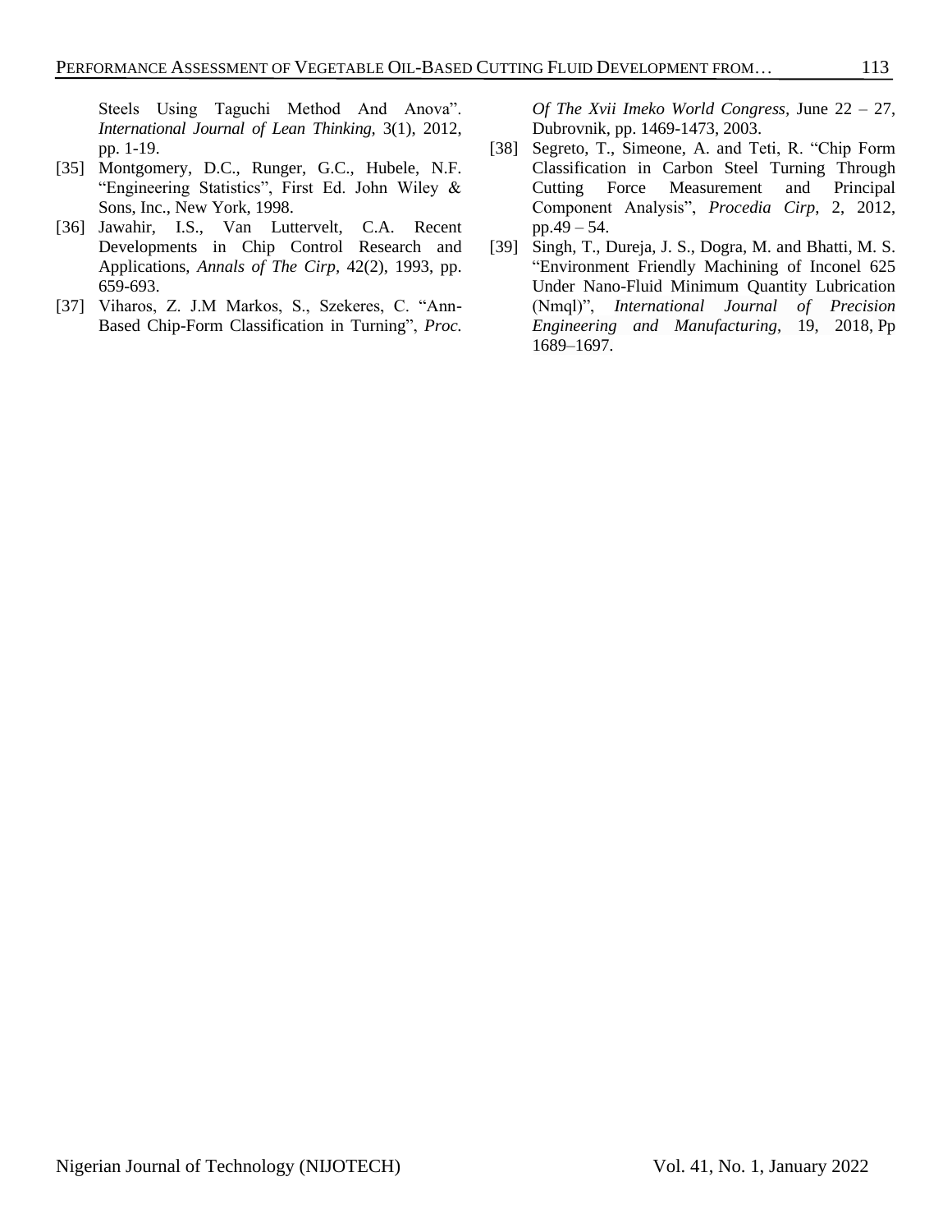Steels Using Taguchi Method And Anova". *International Journal of Lean Thinking,* 3(1), 2012, pp. 1-19.

[35] Montgomery, D.C., Runger, G.C., Hubele, N.F. "Engineering Statistics", First Ed. John Wiley & Sons, Inc., New York, 1998.

[36] Jawahir, I.S., Van Luttervelt, C.A. Recent Developments in Chip Control Research and Applications, *Annals of The Cirp,* 42(2), 1993, pp. 659-693.

[37] Viharos, Z. J.M Markos, S., Szekeres, C. "Ann-Based Chip-Form Classification in Turning", *Proc. Of The Xvii Imeko World Congress,* June 22 – 27, Dubrovnik, pp. 1469-1473, 2003.

[38] Segreto, T., Simeone, A. and Teti, R. "Chip Form Classification in Carbon Steel Turning Through Cutting Force Measurement and Principal Component Analysis", *Procedia Cirp,* 2, 2012, pp.49 – 54.

[39] Singh, T., Dureja, J. S., Dogra, M. and Bhatti, M. S. "Environment Friendly Machining of Inconel 625 Under Nano-Fluid Minimum Quantity Lubrication (Nmql)", *International Journal of Precision Engineering and Manufacturing,* 19, 2018, Pp 1689–1697.